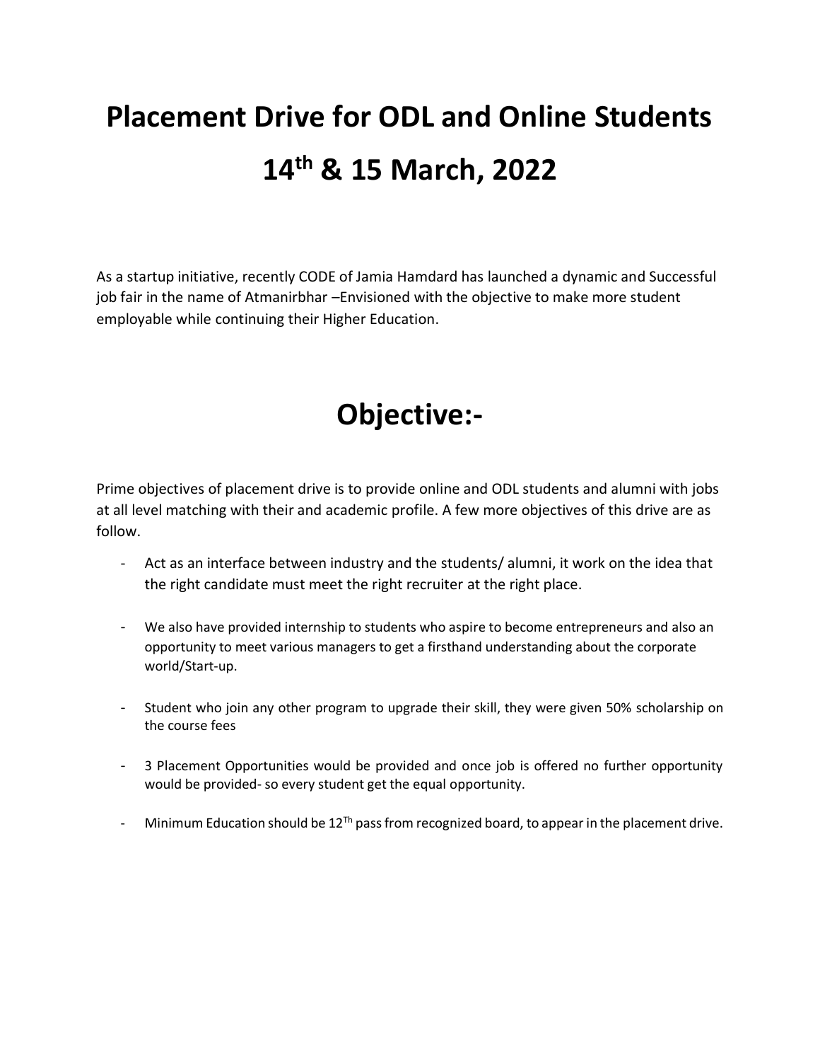# Placement Drive for ODL and Online Students

# 14th & 15 March, 2022

As a startup initiative, recently CODE of Jamia Hamdard has launched a dynamic and Successful job fair in the name of Atmanirbhar –Envisioned with the objective to make more student employable while continuing their Higher Education.

# Objective:-

Prime objectives of placement drive is to provide online and ODL students and alumni with jobs at all level matching with their and academic profile. A few more objectives of this drive are as follow.

- Act as an interface between industry and the students/ alumni, it work on the idea that the right candidate must meet the right recruiter at the right place.
- We also have provided internship to students who aspire to become entrepreneurs and also an opportunity to meet various managers to get a firsthand understanding about the corporate world/Start-up.
- Student who join any other program to upgrade their skill, they were given 50% scholarship on the course fees
- 3 Placement Opportunities would be provided and once job is offered no further opportunity would be provided- so every student get the equal opportunity.
- Minimum Education should be 12Th pass from recognized board, to appear in the placement drive.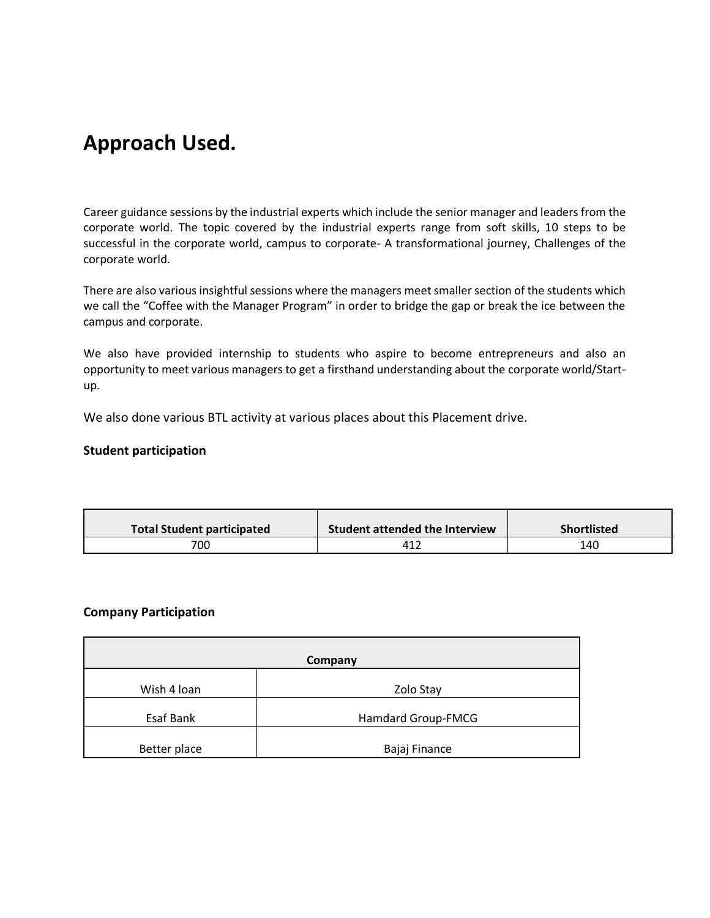# Approach Used.

Career guidance sessions by the industrial experts which include the senior manager and leaders from the corporate world. The topic covered by the industrial experts range from soft skills, 10 steps to be successful in the corporate world, campus to corporate- A transformational journey, Challenges of the corporate world.

There are also various insightful sessions where the managers meet smaller section of the students which we call the "Coffee with the Manager Program" in order to bridge the gap or break the ice between the campus and corporate.

We also have provided internship to students who aspire to become entrepreneurs and also an opportunity to meet various managers to get a firsthand understanding about the corporate world/Start-up.

We also done various BTL activity at various places about this Placement drive.

**Student participation**

| Total Student participated | Student attended the Interview | Shortlisted |
|---|---|---|
| 700 | 412 | 140 |

**Company Participation**

| Company | |
|---|---|
| Wish 4 loan | Zolo Stay |
| Esaf Bank | Hamdard Group-FMCG |
| Better place | Bajaj Finance |